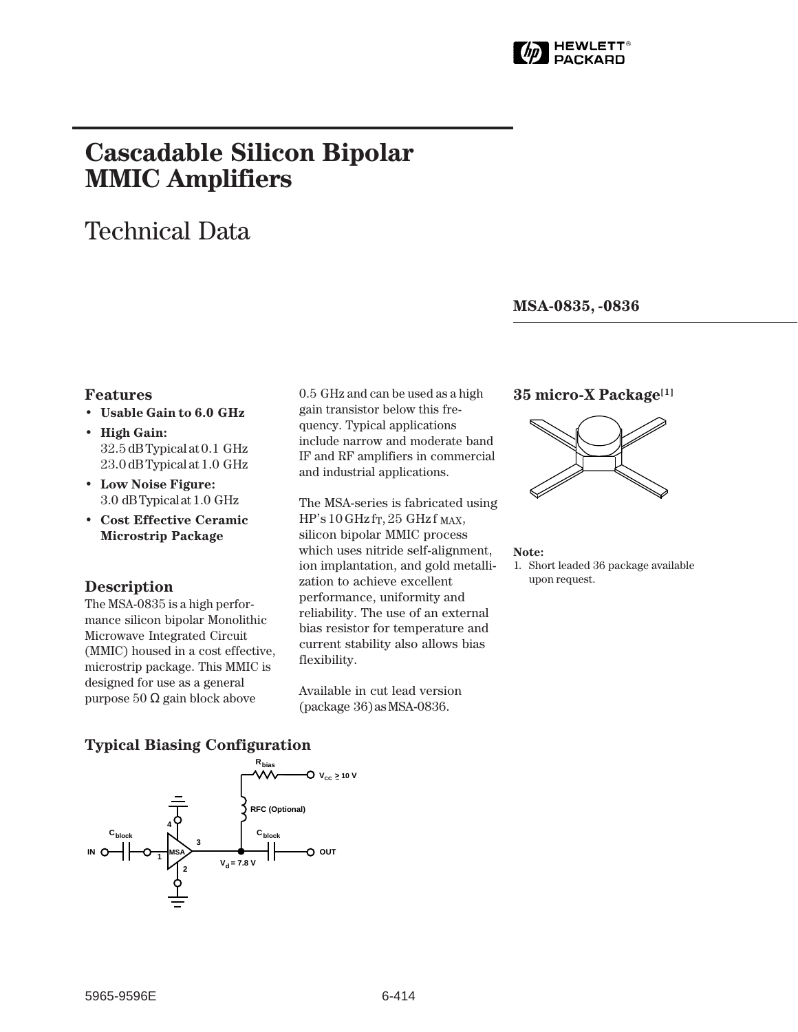# Cascadable Silicon Bipolar MMIC Amplifiers

## Technical Data

**MSA-0835, -0836**

### Features

- **Usable Gain to 6.0 GHz**
- **High Gain:** 32.5 dB Typical at 0.1 GHz 23.0 dB Typical at 1.0 GHz
- **Low Noise Figure:** 3.0 dB Typical at 1.0 GHz
- **Cost Effective Ceramic Microstrip Package**

### Description

The MSA-0835 is a high performance silicon bipolar Monolithic Microwave Integrated Circuit (MMIC) housed in a cost effective, microstrip package. This MMIC is designed for use as a general purpose 50 Ω gain block above 0.5 GHz and can be used as a high gain transistor below this frequency. Typical applications include narrow and moderate band IF and RF amplifiers in commercial and industrial applications.

The MSA-series is fabricated using HP's 10 GHz $f_T$, 25 GHz $f_{MAX}$, silicon bipolar MMIC process which uses nitride self-alignment, ion implantation, and gold metallization to achieve excellent performance, uniformity and reliability. The use of an external bias resistor for temperature and current stability also allows bias flexibility.

Available in cut lead version (package 36) as MSA-0836.

### 35 micro-X Package[1]

**Note:**
1. Short leaded 36 package available upon request.

### Typical Biasing Configuration

$R_{bias}$, $V_{CC} \geq 10$ V, RFC (Optional), $C_{block}$, IN, MSA, OUT, $V_d = 7.8$ V

5965-9596E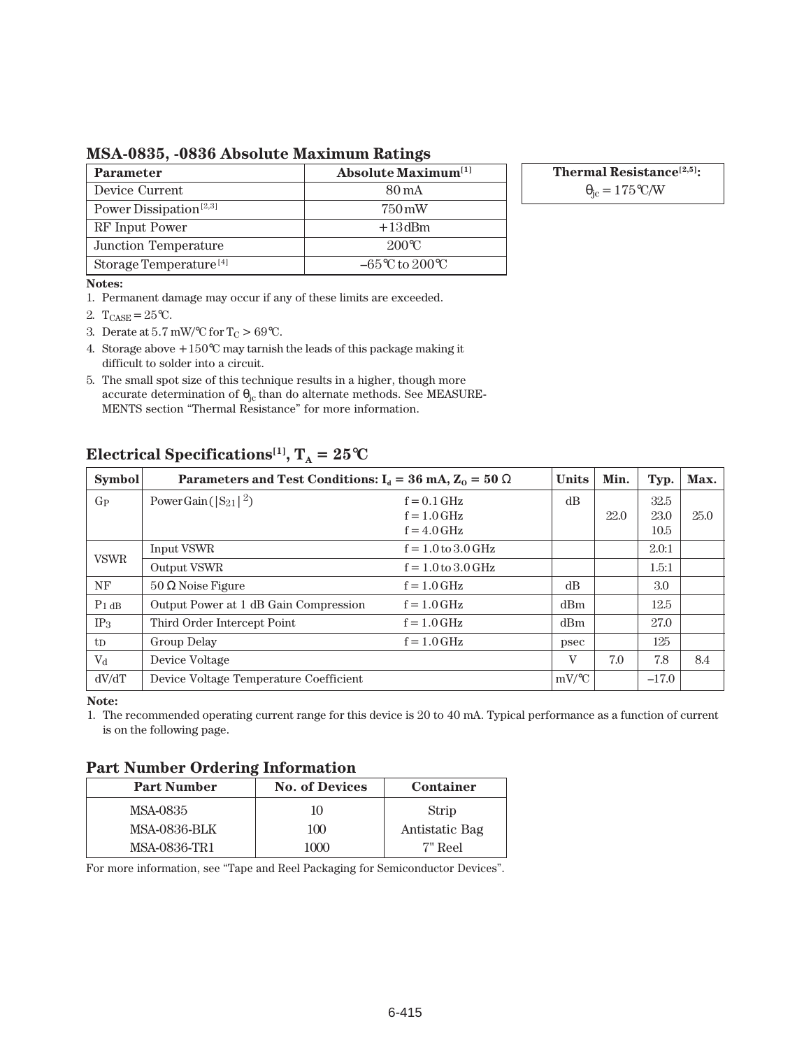## MSA-0835, -0836 Absolute Maximum Ratings

| Parameter | Absolute Maximum[1] |
|---|---|
| Device Current | 80 mA |
| Power Dissipation[2,3] | 750 mW |
| RF Input Power | +13 dBm |
| Junction Temperature | 200°C |
| Storage Temperature[4] | –65°C to 200°C |

| Thermal Resistance[2,5]: |
|---|
| $\theta_{jc}$ = 175°C/W |

**Notes:**

1. Permanent damage may occur if any of these limits are exceeded.
2. $T_{CASE}$ = 25°C.
3. Derate at 5.7 mW/°C for $T_C$ > 69°C.
4. Storage above +150°C may tarnish the leads of this package making it difficult to solder into a circuit.
5. The small spot size of this technique results in a higher, though more accurate determination of $\theta_{jc}$ than do alternate methods. See MEASUREMENTS section "Thermal Resistance" for more information.

## Electrical Specifications[1], $T_A$ = 25°C

| Symbol | Parameters and Test Conditions: $I_d$ = 36 mA, $Z_O$ = 50 Ω | | Units | Min. | Typ. | Max. |
|---|---|---|---|---|---|---|
| $G_P$ | Power Gain ($\|S_{21}\|^2$) | f = 0.1 GHz<br>f = 1.0 GHz<br>f = 4.0 GHz | dB | <br>22.0<br> | 32.5<br>23.0<br>10.5 | <br>25.0<br> |
| VSWR | Input VSWR | f = 1.0 to 3.0 GHz | | | 2.0:1 | |
| | Output VSWR | f = 1.0 to 3.0 GHz | | | 1.5:1 | |
| NF | 50 Ω Noise Figure | f = 1.0 GHz | dB | | 3.0 | |
| $P_{1\,dB}$ | Output Power at 1 dB Gain Compression | f = 1.0 GHz | dBm | | 12.5 | |
| $IP_3$ | Third Order Intercept Point | f = 1.0 GHz | dBm | | 27.0 | |
| $t_D$ | Group Delay | f = 1.0 GHz | psec | | 125 | |
| $V_d$ | Device Voltage | | V | 7.0 | 7.8 | 8.4 |
| dV/dT | Device Voltage Temperature Coefficient | | mV/°C | | –17.0 | |

**Note:**

1. The recommended operating current range for this device is 20 to 40 mA. Typical performance as a function of current is on the following page.

## Part Number Ordering Information

| Part Number | No. of Devices | Container |
|---|---|---|
| MSA-0835 | 10 | Strip |
| MSA-0836-BLK | 100 | Antistatic Bag |
| MSA-0836-TR1 | 1000 | 7" Reel |

For more information, see "Tape and Reel Packaging for Semiconductor Devices".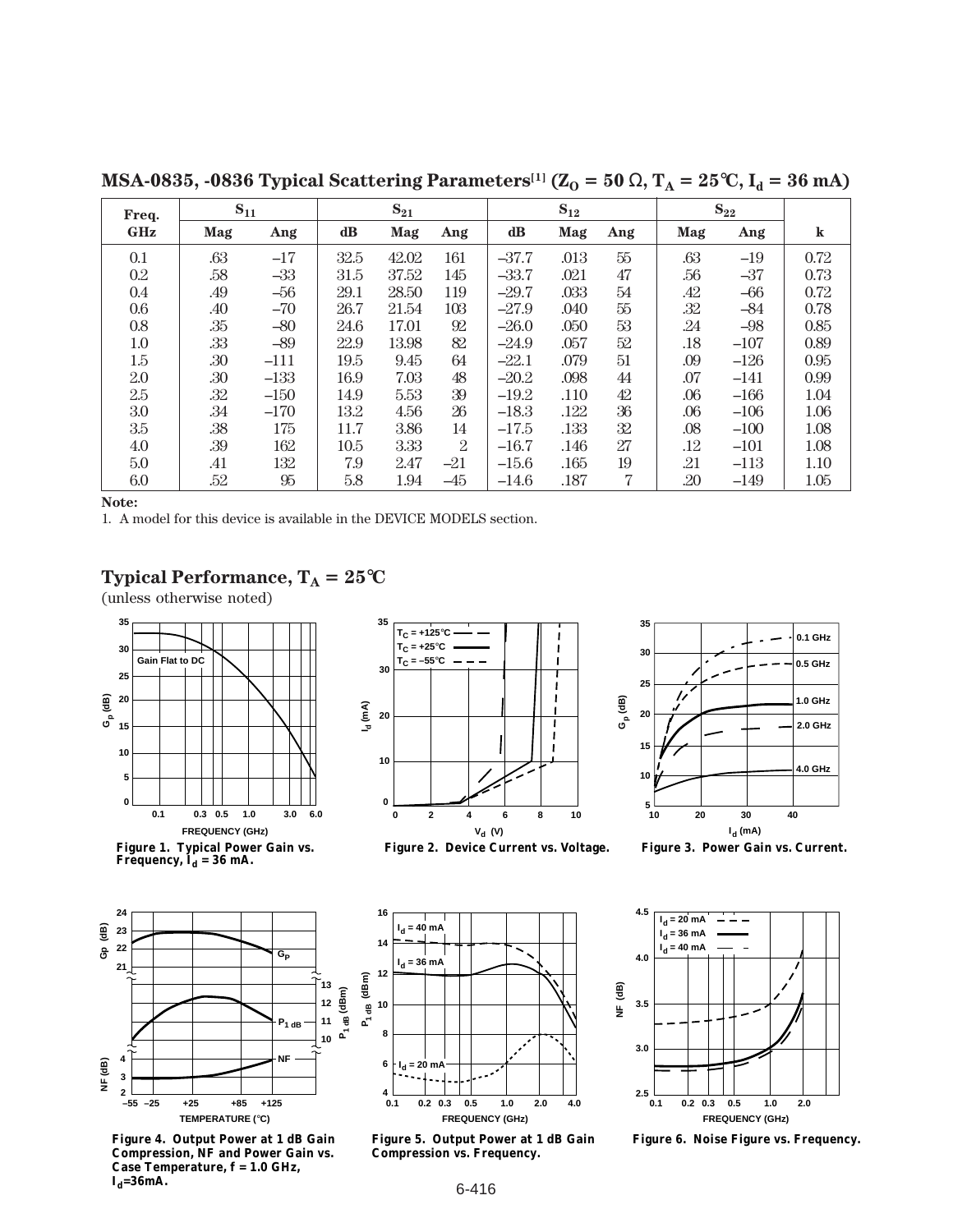## MSA-0835, -0836 Typical Scattering Parameters[1] ($Z_O = 50\ \Omega$, $T_A = 25°C$, $I_d = 36$ mA)

| Freq. | $S_{11}$ | | $S_{21}$ | | | $S_{12}$ | | | $S_{22}$ | | |
|---|---|---|---|---|---|---|---|---|---|---|---|
| GHz | Mag | Ang | dB | Mag | Ang | dB | Mag | Ang | Mag | Ang | k |
| 0.1 | .63 | –17 | 32.5 | 42.02 | 161 | –37.7 | .013 | 55 | .63 | –19 | 0.72 |
| 0.2 | .58 | –33 | 31.5 | 37.52 | 145 | –33.7 | .021 | 47 | .56 | –37 | 0.73 |
| 0.4 | .49 | –56 | 29.1 | 28.50 | 119 | –29.7 | .033 | 54 | .42 | –66 | 0.72 |
| 0.6 | .40 | –70 | 26.7 | 21.54 | 103 | –27.9 | .040 | 55 | .32 | –84 | 0.78 |
| 0.8 | .35 | –80 | 24.6 | 17.01 | 92 | –26.0 | .050 | 53 | .24 | –98 | 0.85 |
| 1.0 | .33 | –89 | 22.9 | 13.98 | 82 | –24.9 | .057 | 52 | .18 | –107 | 0.89 |
| 1.5 | .30 | –111 | 19.5 | 9.45 | 64 | –22.1 | .079 | 51 | .09 | –126 | 0.95 |
| 2.0 | .30 | –133 | 16.9 | 7.03 | 48 | –20.2 | .098 | 44 | .07 | –141 | 0.99 |
| 2.5 | .32 | –150 | 14.9 | 5.53 | 39 | –19.2 | .110 | 42 | .06 | –166 | 1.04 |
| 3.0 | .34 | –170 | 13.2 | 4.56 | 26 | –18.3 | .122 | 36 | .06 | –106 | 1.06 |
| 3.5 | .38 | 175 | 11.7 | 3.86 | 14 | –17.5 | .133 | 32 | .08 | –100 | 1.08 |
| 4.0 | .39 | 162 | 10.5 | 3.33 | 2 | –16.7 | .146 | 27 | .12 | –101 | 1.08 |
| 5.0 | .41 | 132 | 7.9 | 2.47 | –21 | –15.6 | .165 | 19 | .21 | –113 | 1.10 |
| 6.0 | .52 | 95 | 5.8 | 1.94 | –45 | –14.6 | .187 | 7 | .20 | –149 | 1.05 |

**Note:**

1. A model for this device is available in the DEVICE MODELS section.

## Typical Performance, $T_A = 25°C$

(unless otherwise noted)

**Figure 1. Typical Power Gain vs. Frequency, $I_d$ = 36 mA.**

**Figure 2. Device Current vs. Voltage.**

**Figure 3. Power Gain vs. Current.**

**Figure 4. Output Power at 1 dB Gain Compression, NF and Power Gain vs. Case Temperature, f = 1.0 GHz, $I_d$=36mA.**

**Figure 5. Output Power at 1 dB Gain Compression vs. Frequency.**

**Figure 6. Noise Figure vs. Frequency.**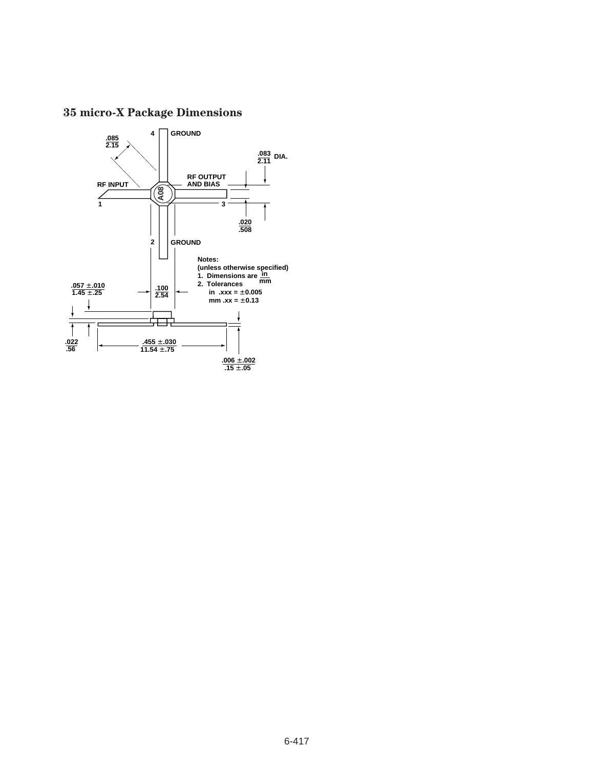## 35 micro-X Package Dimensions

4 GROUND

.085
2.15

.083
2.11 DIA.

RF OUTPUT
AND BIAS

RF INPUT

A08

1

3

.020
.508

2 GROUND

Notes:
(unless otherwise specified)
1. Dimensions are in / mm
2. Tolerances
in .xxx = ±0.005
mm .xx = ±0.13

.057 ±.010
1.45 ±.25

.100
2.54

.022
.56

.455 ±.030
11.54 ±.75

.006 ±.002
.15 ±.05